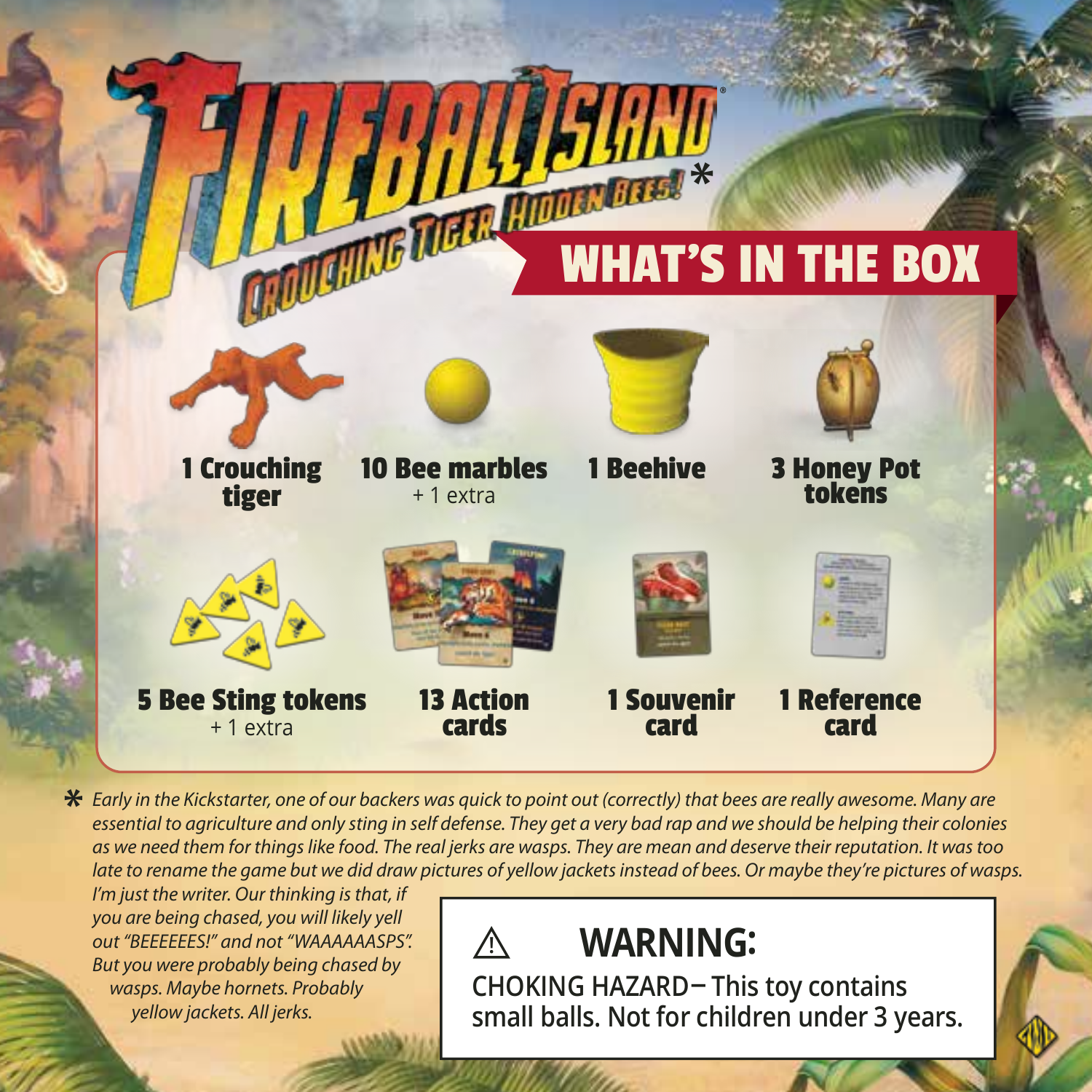# FIREBALL ISLAND

## CROUCHING TIGER HIDDEN BEES! *

## WHAT'S IN THE BOX

- **1 Crouching tiger**
- **10 Bee marbles** + 1 extra
- **1 Beehive**
- **3 Honey Pot tokens**
- **5 Bee Sting tokens** + 1 extra
- **13 Action cards**
- **1 Souvenir card**
- **1 Reference card**

* *Early in the Kickstarter, one of our backers was quick to point out (correctly) that bees are really awesome. Many are essential to agriculture and only sting in self defense. They get a very bad rap and we should be helping their colonies as we need them for things like food. The real jerks are wasps. They are mean and deserve their reputation. It was too late to rename the game but we did draw pictures of yellow jackets instead of bees. Or maybe they're pictures of wasps. I'm just the writer. Our thinking is that, if you are being chased, you will likely yell out "BEEEEEES!" and not "WAAAAAASPS". But you were probably being chased by wasps. Maybe hornets. Probably yellow jackets. All jerks.*

⚠ **WARNING:**
CHOKING HAZARD – This toy contains small balls. Not for children under 3 years.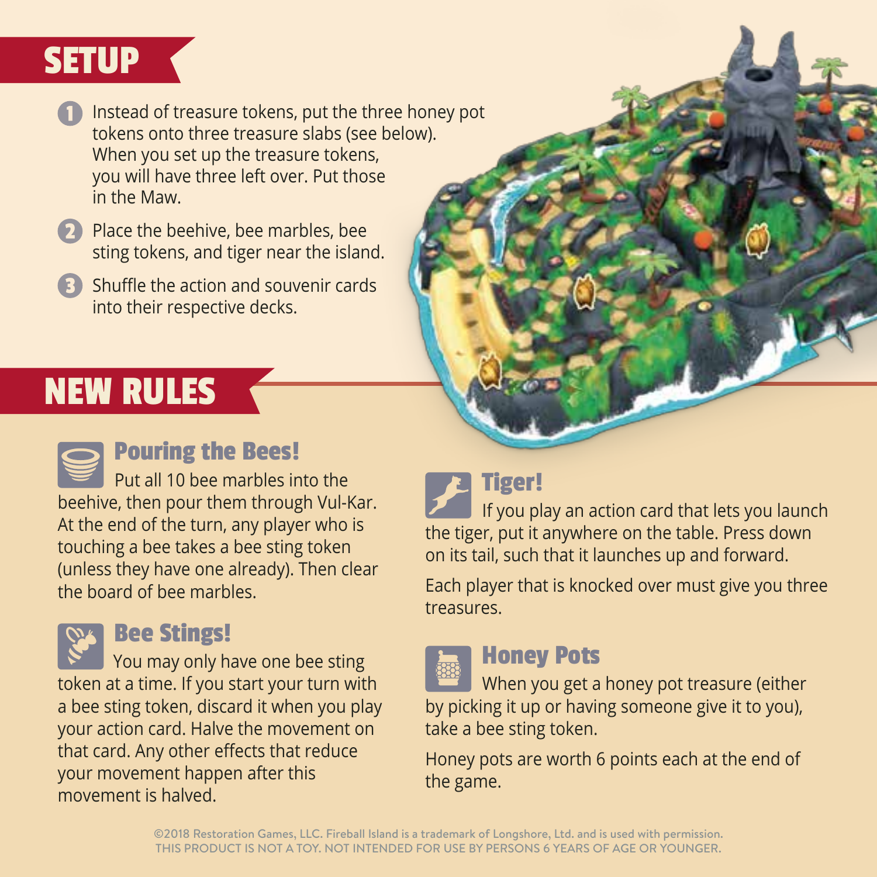## SETUP

1. Instead of treasure tokens, put the three honey pot tokens onto three treasure slabs (see below). When you set up the treasure tokens, you will have three left over. Put those in the Maw.
2. Place the beehive, bee marbles, bee sting tokens, and tiger near the island.
3. Shuffle the action and souvenir cards into their respective decks.

## NEW RULES

### Pouring the Bees!

Put all 10 bee marbles into the beehive, then pour them through Vul-Kar. At the end of the turn, any player who is touching a bee takes a bee sting token (unless they have one already). Then clear the board of bee marbles.

### Bee Stings!

You may only have one bee sting token at a time. If you start your turn with a bee sting token, discard it when you play your action card. Halve the movement on that card. Any other effects that reduce your movement happen after this movement is halved.

### Tiger!

If you play an action card that lets you launch the tiger, put it anywhere on the table. Press down on its tail, such that it launches up and forward.

Each player that is knocked over must give you three treasures.

### Honey Pots

When you get a honey pot treasure (either by picking it up or having someone give it to you), take a bee sting token.

Honey pots are worth 6 points each at the end of the game.

©2018 Restoration Games, LLC. Fireball Island is a trademark of Longshore, Ltd. and is used with permission.
THIS PRODUCT IS NOT A TOY. NOT INTENDED FOR USE BY PERSONS 6 YEARS OF AGE OR YOUNGER.